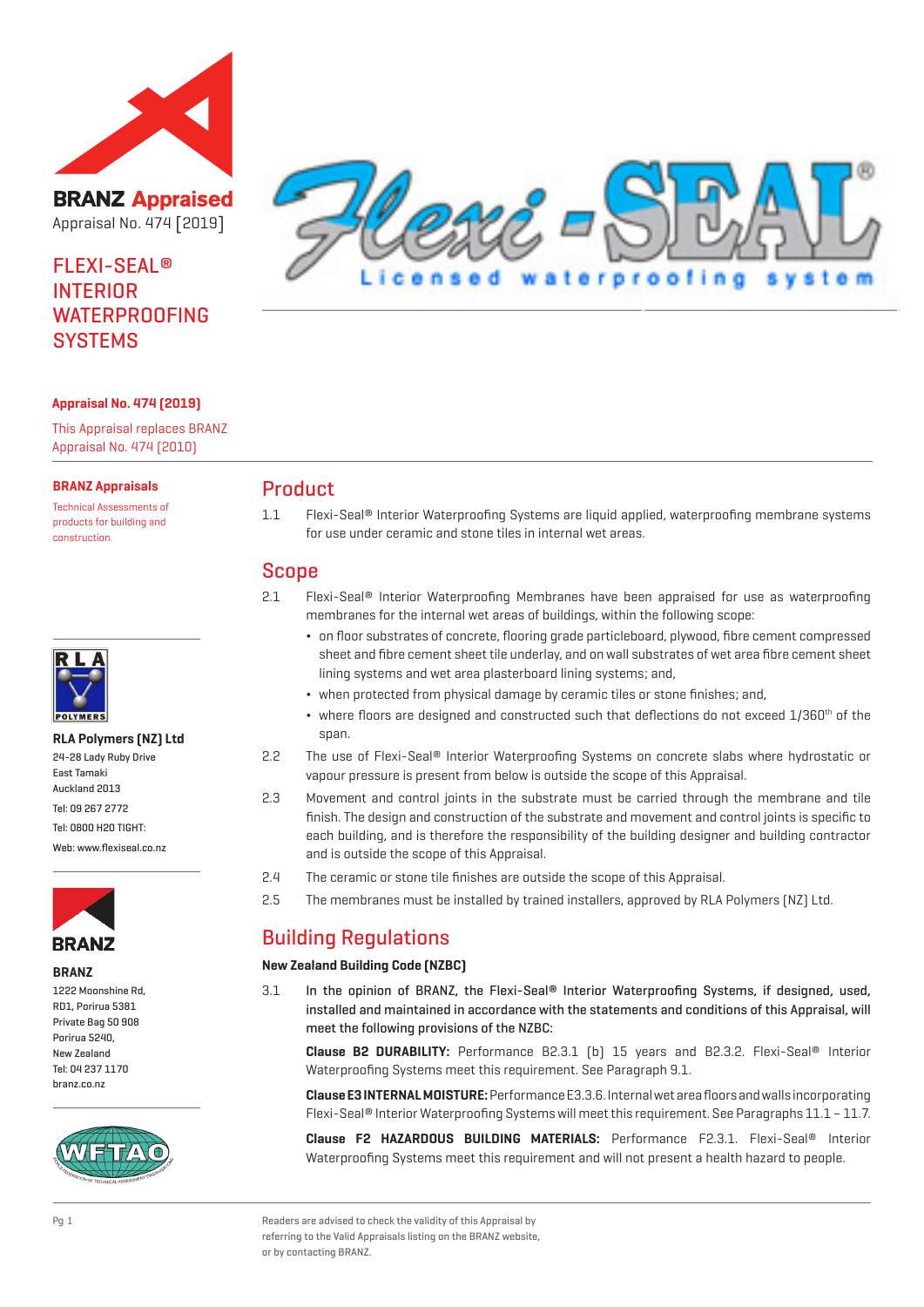**BRANZ Appraised**
Appraisal No. 474 [2019]

# FLEXI-SEAL® INTERIOR WATERPROOFING SYSTEMS

**Appraisal No. 474 (2019)**

This Appraisal replaces BRANZ Appraisal No. 474 (2010)

**BRANZ Appraisals**

Technical Assessments of products for building and construction.

**RLA Polymers (NZ) Ltd**
24-28 Lady Ruby Drive
East Tamaki
Auckland 2013
Tel: 09 267 2772
Tel: 0800 H20 TIGHT:
Web: www.flexiseal.co.nz

**BRANZ**
1222 Moonshine Rd,
RD1, Porirua 5381
Private Bag 50 908
Porirua 5240,
New Zealand
Tel: 04 237 1170
branz.co.nz

## Product

1.1 Flexi-Seal® Interior Waterproofing Systems are liquid applied, waterproofing membrane systems for use under ceramic and stone tiles in internal wet areas.

## Scope

2.1 Flexi-Seal® Interior Waterproofing Membranes have been appraised for use as waterproofing membranes for the internal wet areas of buildings, within the following scope:

- on floor substrates of concrete, flooring grade particleboard, plywood, fibre cement compressed sheet and fibre cement sheet tile underlay, and on wall substrates of wet area fibre cement sheet lining systems and wet area plasterboard lining systems; and,
- when protected from physical damage by ceramic tiles or stone finishes; and,
- where floors are designed and constructed such that deflections do not exceed 1/360th of the span.

2.2 The use of Flexi-Seal® Interior Waterproofing Systems on concrete slabs where hydrostatic or vapour pressure is present from below is outside the scope of this Appraisal.

2.3 Movement and control joints in the substrate must be carried through the membrane and tile finish. The design and construction of the substrate and movement and control joints is specific to each building, and is therefore the responsibility of the building designer and building contractor and is outside the scope of this Appraisal.

2.4 The ceramic or stone tile finishes are outside the scope of this Appraisal.

2.5 The membranes must be installed by trained installers, approved by RLA Polymers (NZ) Ltd.

## Building Regulations

### New Zealand Building Code (NZBC)

3.1 **In the opinion of BRANZ, the Flexi-Seal® Interior Waterproofing Systems, if designed, used, installed and maintained in accordance with the statements and conditions of this Appraisal, will meet the following provisions of the NZBC:**

**Clause B2 DURABILITY:** Performance B2.3.1 (b) 15 years and B2.3.2. Flexi-Seal® Interior Waterproofing Systems meet this requirement. See Paragraph 9.1.

**Clause E3 INTERNAL MOISTURE:** Performance E3.3.6. Internal wet area floors and walls incorporating Flexi-Seal® Interior Waterproofing Systems will meet this requirement. See Paragraphs 11.1 – 11.7.

**Clause F2 HAZARDOUS BUILDING MATERIALS:** Performance F2.3.1. Flexi-Seal® Interior Waterproofing Systems meet this requirement and will not present a health hazard to people.

Readers are advised to check the validity of this Appraisal by referring to the Valid Appraisals listing on the BRANZ website, or by contacting BRANZ.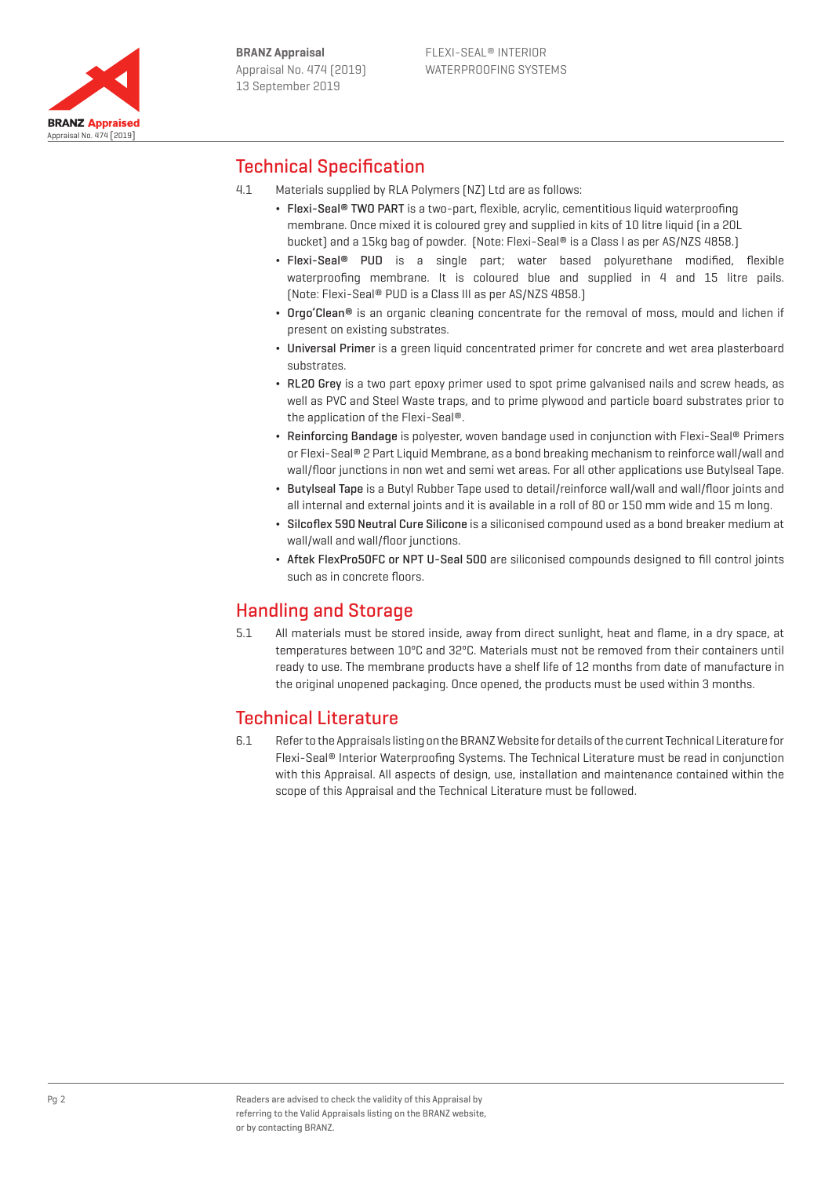## Technical Specification

4.1 Materials supplied by RLA Polymers (NZ) Ltd are as follows:

- **Flexi-Seal® TWO PART** is a two-part, flexible, acrylic, cementitious liquid waterproofing membrane. Once mixed it is coloured grey and supplied in kits of 10 litre liquid (in a 20L bucket) and a 15kg bag of powder. (Note: Flexi-Seal® is a Class I as per AS/NZS 4858.)
- **Flexi-Seal® PUD** is a single part; water based polyurethane modified, flexible waterproofing membrane. It is coloured blue and supplied in 4 and 15 litre pails. (Note: Flexi-Seal® PUD is a Class III as per AS/NZS 4858.)
- **Orgo'Clean®** is an organic cleaning concentrate for the removal of moss, mould and lichen if present on existing substrates.
- **Universal Primer** is a green liquid concentrated primer for concrete and wet area plasterboard substrates.
- **RL20 Grey** is a two part epoxy primer used to spot prime galvanised nails and screw heads, as well as PVC and Steel Waste traps, and to prime plywood and particle board substrates prior to the application of the Flexi-Seal®.
- **Reinforcing Bandage** is polyester, woven bandage used in conjunction with Flexi-Seal® Primers or Flexi-Seal® 2 Part Liquid Membrane, as a bond breaking mechanism to reinforce wall/wall and wall/floor junctions in non wet and semi wet areas. For all other applications use Butylseal Tape.
- **Butylseal Tape** is a Butyl Rubber Tape used to detail/reinforce wall/wall and wall/floor joints and all internal and external joints and it is available in a roll of 80 or 150 mm wide and 15 m long.
- **Silcoflex 590 Neutral Cure Silicone** is a siliconised compound used as a bond breaker medium at wall/wall and wall/floor junctions.
- **Aftek FlexPro50FC or NPT U-Seal 500** are siliconised compounds designed to fill control joints such as in concrete floors.

## Handling and Storage

5.1 All materials must be stored inside, away from direct sunlight, heat and flame, in a dry space, at temperatures between 10°C and 32°C. Materials must not be removed from their containers until ready to use. The membrane products have a shelf life of 12 months from date of manufacture in the original unopened packaging. Once opened, the products must be used within 3 months.

## Technical Literature

6.1 Refer to the Appraisals listing on the BRANZ Website for details of the current Technical Literature for Flexi-Seal® Interior Waterproofing Systems. The Technical Literature must be read in conjunction with this Appraisal. All aspects of design, use, installation and maintenance contained within the scope of this Appraisal and the Technical Literature must be followed.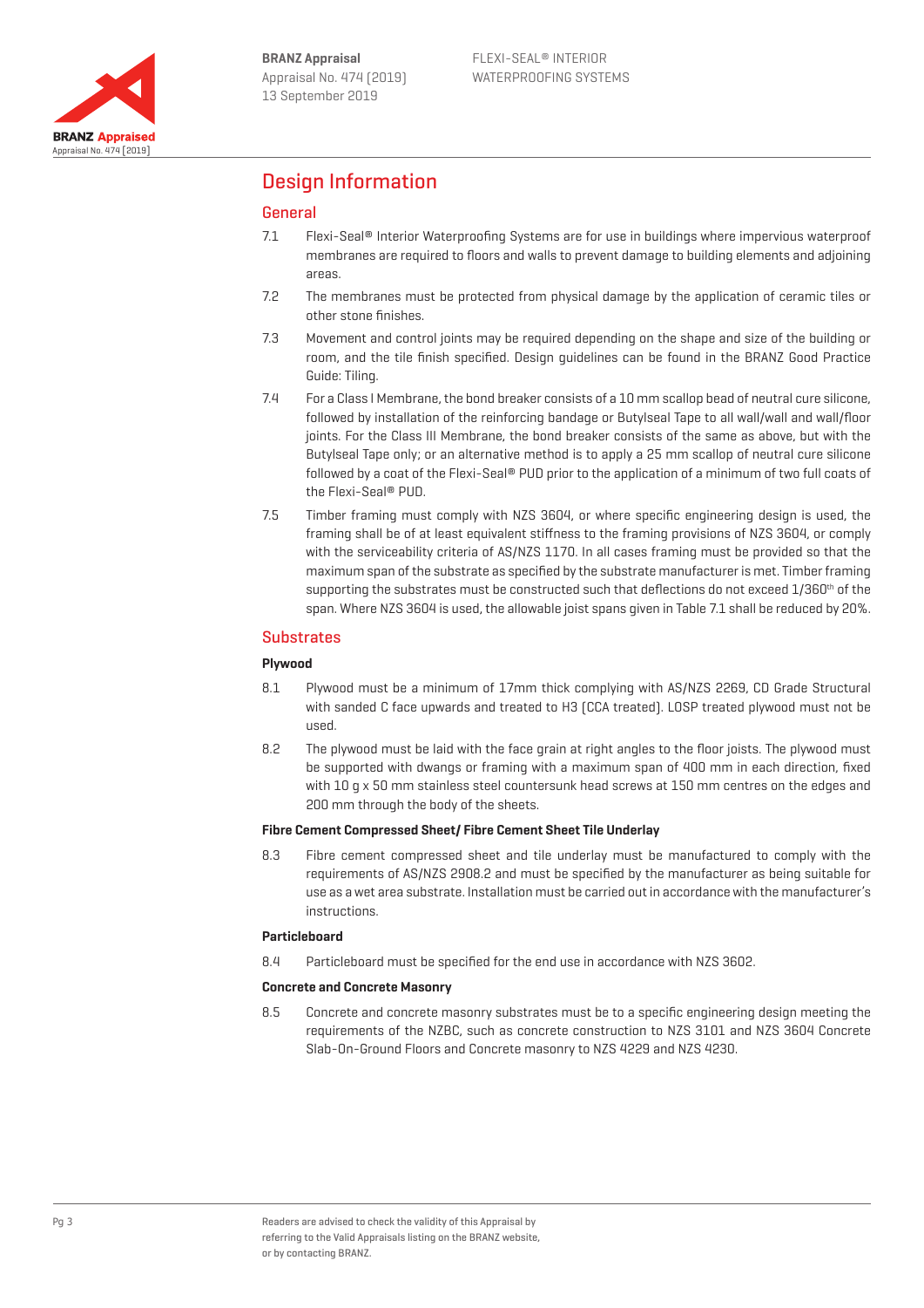# Design Information

## General

7.1 Flexi-Seal® Interior Waterproofing Systems are for use in buildings where impervious waterproof membranes are required to floors and walls to prevent damage to building elements and adjoining areas.

7.2 The membranes must be protected from physical damage by the application of ceramic tiles or other stone finishes.

7.3 Movement and control joints may be required depending on the shape and size of the building or room, and the tile finish specified. Design guidelines can be found in the BRANZ Good Practice Guide: Tiling.

7.4 For a Class I Membrane, the bond breaker consists of a 10 mm scallop bead of neutral cure silicone, followed by installation of the reinforcing bandage or Butylseal Tape to all wall/wall and wall/floor joints. For the Class III Membrane, the bond breaker consists of the same as above, but with the Butylseal Tape only; or an alternative method is to apply a 25 mm scallop of neutral cure silicone followed by a coat of the Flexi-Seal® PUD prior to the application of a minimum of two full coats of the Flexi-Seal® PUD.

7.5 Timber framing must comply with NZS 3604, or where specific engineering design is used, the framing shall be of at least equivalent stiffness to the framing provisions of NZS 3604, or comply with the serviceability criteria of AS/NZS 1170. In all cases framing must be provided so that the maximum span of the substrate as specified by the substrate manufacturer is met. Timber framing supporting the substrates must be constructed such that deflections do not exceed 1/360th of the span. Where NZS 3604 is used, the allowable joist spans given in Table 7.1 shall be reduced by 20%.

## Substrates

### Plywood

8.1 Plywood must be a minimum of 17mm thick complying with AS/NZS 2269, CD Grade Structural with sanded C face upwards and treated to H3 (CCA treated). LOSP treated plywood must not be used.

8.2 The plywood must be laid with the face grain at right angles to the floor joists. The plywood must be supported with dwangs or framing with a maximum span of 400 mm in each direction, fixed with 10 g x 50 mm stainless steel countersunk head screws at 150 mm centres on the edges and 200 mm through the body of the sheets.

### Fibre Cement Compressed Sheet/ Fibre Cement Sheet Tile Underlay

8.3 Fibre cement compressed sheet and tile underlay must be manufactured to comply with the requirements of AS/NZS 2908.2 and must be specified by the manufacturer as being suitable for use as a wet area substrate. Installation must be carried out in accordance with the manufacturer's instructions.

### Particleboard

8.4 Particleboard must be specified for the end use in accordance with NZS 3602.

### Concrete and Concrete Masonry

8.5 Concrete and concrete masonry substrates must be to a specific engineering design meeting the requirements of the NZBC, such as concrete construction to NZS 3101 and NZS 3604 Concrete Slab-On-Ground Floors and Concrete masonry to NZS 4229 and NZS 4230.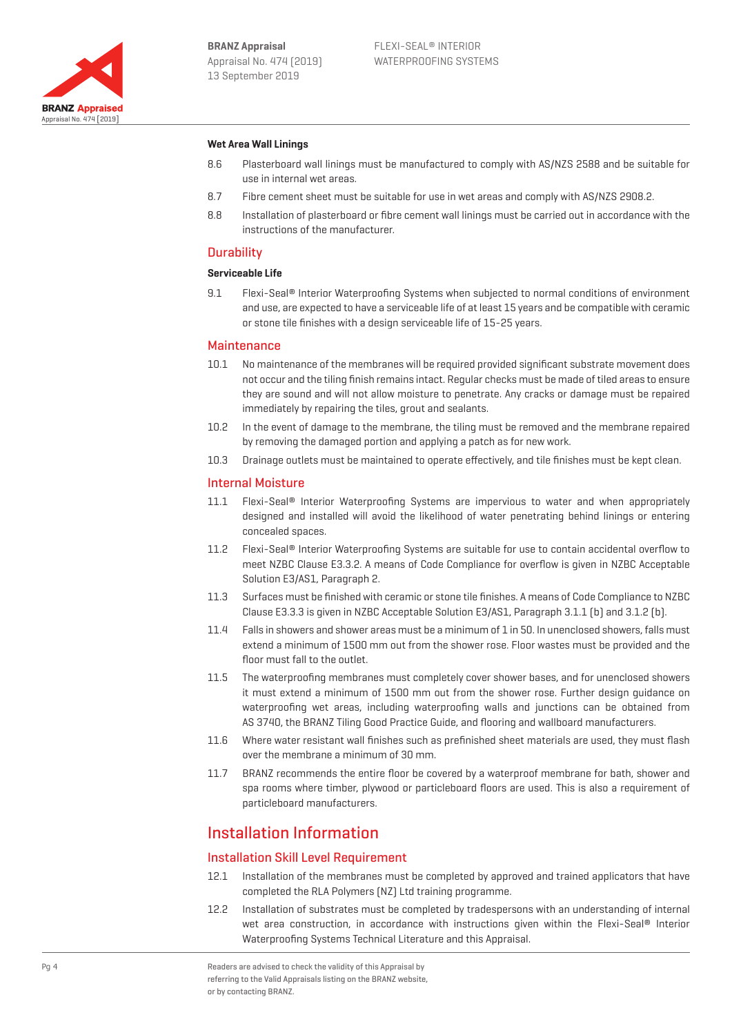#### Wet Area Wall Linings

8.6 Plasterboard wall linings must be manufactured to comply with AS/NZS 2588 and be suitable for use in internal wet areas.

8.7 Fibre cement sheet must be suitable for use in wet areas and comply with AS/NZS 2908.2.

8.8 Installation of plasterboard or fibre cement wall linings must be carried out in accordance with the instructions of the manufacturer.

## Durability

#### Serviceable Life

9.1 Flexi-Seal® Interior Waterproofing Systems when subjected to normal conditions of environment and use, are expected to have a serviceable life of at least 15 years and be compatible with ceramic or stone tile finishes with a design serviceable life of 15-25 years.

## Maintenance

10.1 No maintenance of the membranes will be required provided significant substrate movement does not occur and the tiling finish remains intact. Regular checks must be made of tiled areas to ensure they are sound and will not allow moisture to penetrate. Any cracks or damage must be repaired immediately by repairing the tiles, grout and sealants.

10.2 In the event of damage to the membrane, the tiling must be removed and the membrane repaired by removing the damaged portion and applying a patch as for new work.

10.3 Drainage outlets must be maintained to operate effectively, and tile finishes must be kept clean.

## Internal Moisture

11.1 Flexi-Seal® Interior Waterproofing Systems are impervious to water and when appropriately designed and installed will avoid the likelihood of water penetrating behind linings or entering concealed spaces.

11.2 Flexi-Seal® Interior Waterproofing Systems are suitable for use to contain accidental overflow to meet NZBC Clause E3.3.2. A means of Code Compliance for overflow is given in NZBC Acceptable Solution E3/AS1, Paragraph 2.

11.3 Surfaces must be finished with ceramic or stone tile finishes. A means of Code Compliance to NZBC Clause E3.3.3 is given in NZBC Acceptable Solution E3/AS1, Paragraph 3.1.1 (b) and 3.1.2 (b).

11.4 Falls in showers and shower areas must be a minimum of 1 in 50. In unenclosed showers, falls must extend a minimum of 1500 mm out from the shower rose. Floor wastes must be provided and the floor must fall to the outlet.

11.5 The waterproofing membranes must completely cover shower bases, and for unenclosed showers it must extend a minimum of 1500 mm out from the shower rose. Further design guidance on waterproofing wet areas, including waterproofing walls and junctions can be obtained from AS 3740, the BRANZ Tiling Good Practice Guide, and flooring and wallboard manufacturers.

11.6 Where water resistant wall finishes such as prefinished sheet materials are used, they must flash over the membrane a minimum of 30 mm.

11.7 BRANZ recommends the entire floor be covered by a waterproof membrane for bath, shower and spa rooms where timber, plywood or particleboard floors are used. This is also a requirement of particleboard manufacturers.

# Installation Information

## Installation Skill Level Requirement

12.1 Installation of the membranes must be completed by approved and trained applicators that have completed the RLA Polymers (NZ) Ltd training programme.

12.2 Installation of substrates must be completed by tradespersons with an understanding of internal wet area construction, in accordance with instructions given within the Flexi-Seal® Interior Waterproofing Systems Technical Literature and this Appraisal.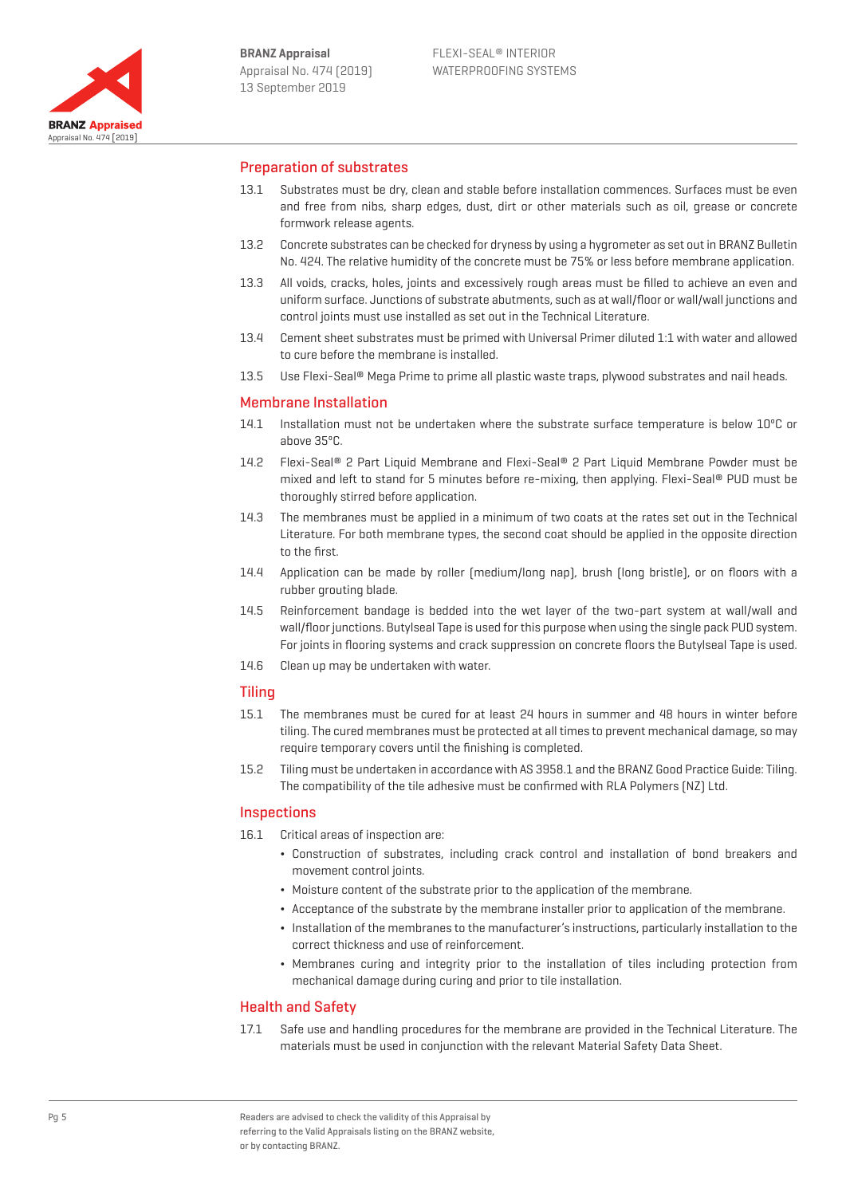## Preparation of substrates

13.1 Substrates must be dry, clean and stable before installation commences. Surfaces must be even and free from nibs, sharp edges, dust, dirt or other materials such as oil, grease or concrete formwork release agents.

13.2 Concrete substrates can be checked for dryness by using a hygrometer as set out in BRANZ Bulletin No. 424. The relative humidity of the concrete must be 75% or less before membrane application.

13.3 All voids, cracks, holes, joints and excessively rough areas must be filled to achieve an even and uniform surface. Junctions of substrate abutments, such as at wall/floor or wall/wall junctions and control joints must use installed as set out in the Technical Literature.

13.4 Cement sheet substrates must be primed with Universal Primer diluted 1:1 with water and allowed to cure before the membrane is installed.

13.5 Use Flexi-Seal® Mega Prime to prime all plastic waste traps, plywood substrates and nail heads.

## Membrane Installation

14.1 Installation must not be undertaken where the substrate surface temperature is below 10°C or above 35°C.

14.2 Flexi-Seal® 2 Part Liquid Membrane and Flexi-Seal® 2 Part Liquid Membrane Powder must be mixed and left to stand for 5 minutes before re-mixing, then applying. Flexi-Seal® PUD must be thoroughly stirred before application.

14.3 The membranes must be applied in a minimum of two coats at the rates set out in the Technical Literature. For both membrane types, the second coat should be applied in the opposite direction to the first.

14.4 Application can be made by roller (medium/long nap), brush (long bristle), or on floors with a rubber grouting blade.

14.5 Reinforcement bandage is bedded into the wet layer of the two-part system at wall/wall and wall/floor junctions. Butylseal Tape is used for this purpose when using the single pack PUD system. For joints in flooring systems and crack suppression on concrete floors the Butylseal Tape is used.

14.6 Clean up may be undertaken with water.

## Tiling

15.1 The membranes must be cured for at least 24 hours in summer and 48 hours in winter before tiling. The cured membranes must be protected at all times to prevent mechanical damage, so may require temporary covers until the finishing is completed.

15.2 Tiling must be undertaken in accordance with AS 3958.1 and the BRANZ Good Practice Guide: Tiling. The compatibility of the tile adhesive must be confirmed with RLA Polymers (NZ) Ltd.

## Inspections

16.1 Critical areas of inspection are:

- Construction of substrates, including crack control and installation of bond breakers and movement control joints.
- Moisture content of the substrate prior to the application of the membrane.
- Acceptance of the substrate by the membrane installer prior to application of the membrane.
- Installation of the membranes to the manufacturer's instructions, particularly installation to the correct thickness and use of reinforcement.
- Membranes curing and integrity prior to the installation of tiles including protection from mechanical damage during curing and prior to tile installation.

## Health and Safety

17.1 Safe use and handling procedures for the membrane are provided in the Technical Literature. The materials must be used in conjunction with the relevant Material Safety Data Sheet.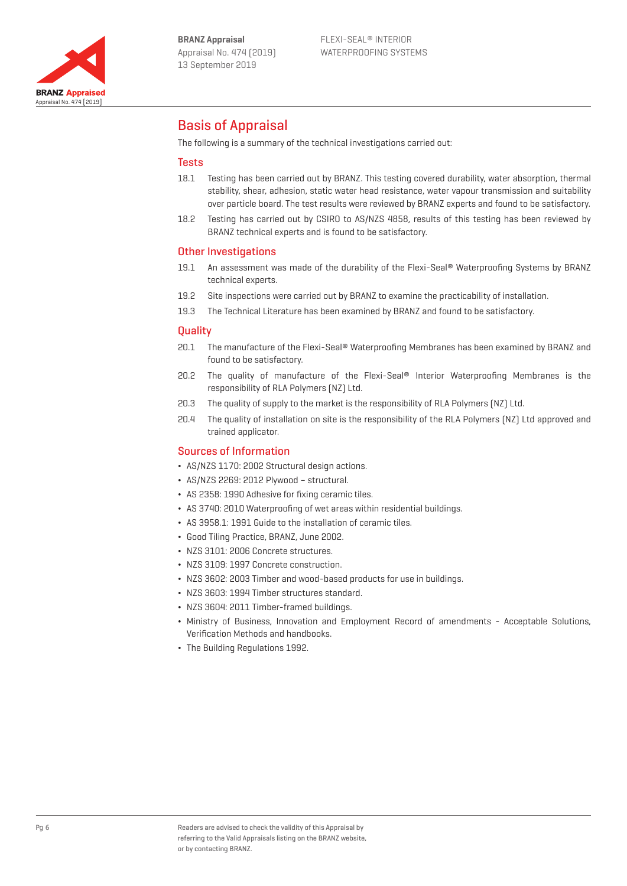# Basis of Appraisal

The following is a summary of the technical investigations carried out:

## Tests

18.1 Testing has been carried out by BRANZ. This testing covered durability, water absorption, thermal stability, shear, adhesion, static water head resistance, water vapour transmission and suitability over particle board. The test results were reviewed by BRANZ experts and found to be satisfactory.

18.2 Testing has carried out by CSIRO to AS/NZS 4858, results of this testing has been reviewed by BRANZ technical experts and is found to be satisfactory.

## Other Investigations

19.1 An assessment was made of the durability of the Flexi-Seal® Waterproofing Systems by BRANZ technical experts.

19.2 Site inspections were carried out by BRANZ to examine the practicability of installation.

19.3 The Technical Literature has been examined by BRANZ and found to be satisfactory.

## Quality

20.1 The manufacture of the Flexi-Seal® Waterproofing Membranes has been examined by BRANZ and found to be satisfactory.

20.2 The quality of manufacture of the Flexi-Seal® Interior Waterproofing Membranes is the responsibility of RLA Polymers (NZ) Ltd.

20.3 The quality of supply to the market is the responsibility of RLA Polymers (NZ) Ltd.

20.4 The quality of installation on site is the responsibility of the RLA Polymers (NZ) Ltd approved and trained applicator.

## Sources of Information

- AS/NZS 1170: 2002 Structural design actions.
- AS/NZS 2269: 2012 Plywood – structural.
- AS 2358: 1990 Adhesive for fixing ceramic tiles.
- AS 3740: 2010 Waterproofing of wet areas within residential buildings.
- AS 3958.1: 1991 Guide to the installation of ceramic tiles.
- Good Tiling Practice, BRANZ, June 2002.
- NZS 3101: 2006 Concrete structures.
- NZS 3109: 1997 Concrete construction.
- NZS 3602: 2003 Timber and wood-based products for use in buildings.
- NZS 3603: 1994 Timber structures standard.
- NZS 3604: 2011 Timber-framed buildings.
- Ministry of Business, Innovation and Employment Record of amendments - Acceptable Solutions, Verification Methods and handbooks.
- The Building Regulations 1992.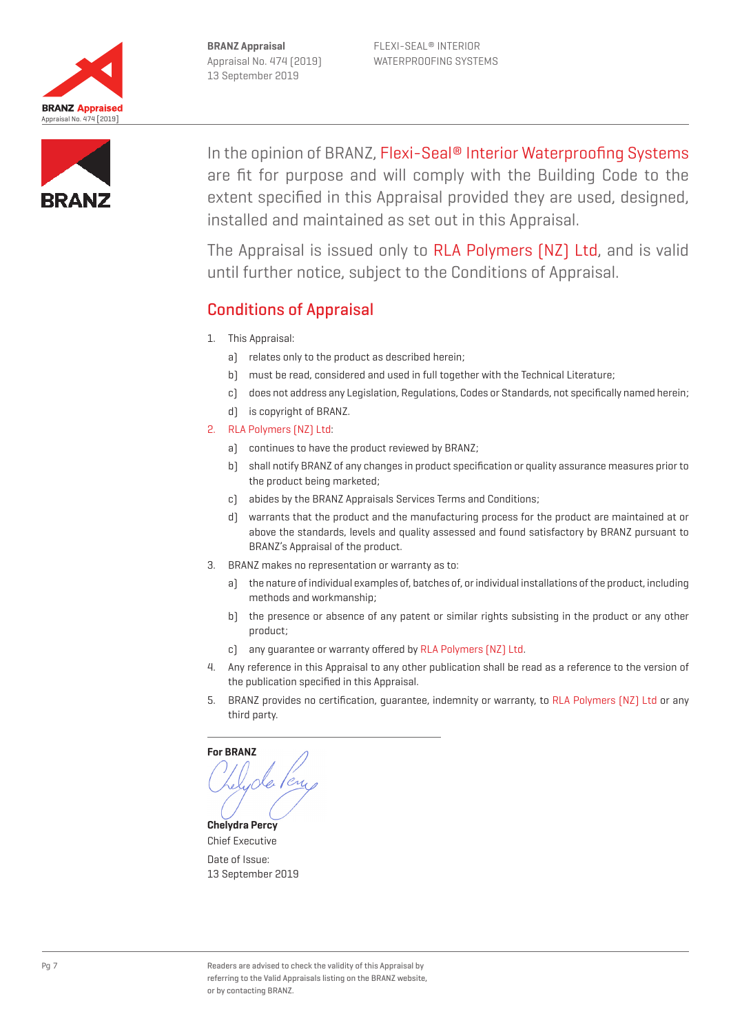In the opinion of BRANZ, Flexi-Seal® Interior Waterproofing Systems are fit for purpose and will comply with the Building Code to the extent specified in this Appraisal provided they are used, designed, installed and maintained as set out in this Appraisal.

The Appraisal is issued only to RLA Polymers (NZ) Ltd, and is valid until further notice, subject to the Conditions of Appraisal.

## Conditions of Appraisal

1. This Appraisal:
   a) relates only to the product as described herein;
   b) must be read, considered and used in full together with the Technical Literature;
   c) does not address any Legislation, Regulations, Codes or Standards, not specifically named herein;
   d) is copyright of BRANZ.
2. RLA Polymers (NZ) Ltd:
   a) continues to have the product reviewed by BRANZ;
   b) shall notify BRANZ of any changes in product specification or quality assurance measures prior to the product being marketed;
   c) abides by the BRANZ Appraisals Services Terms and Conditions;
   d) warrants that the product and the manufacturing process for the product are maintained at or above the standards, levels and quality assessed and found satisfactory by BRANZ pursuant to BRANZ's Appraisal of the product.
3. BRANZ makes no representation or warranty as to:
   a) the nature of individual examples of, batches of, or individual installations of the product, including methods and workmanship;
   b) the presence or absence of any patent or similar rights subsisting in the product or any other product;
   c) any guarantee or warranty offered by RLA Polymers (NZ) Ltd.
4. Any reference in this Appraisal to any other publication shall be read as a reference to the version of the publication specified in this Appraisal.
5. BRANZ provides no certification, guarantee, indemnity or warranty, to RLA Polymers (NZ) Ltd or any third party.

**For BRANZ**

**Chelydra Percy**
Chief Executive

Date of Issue:
13 September 2019

Readers are advised to check the validity of this Appraisal by referring to the Valid Appraisals listing on the BRANZ website, or by contacting BRANZ.